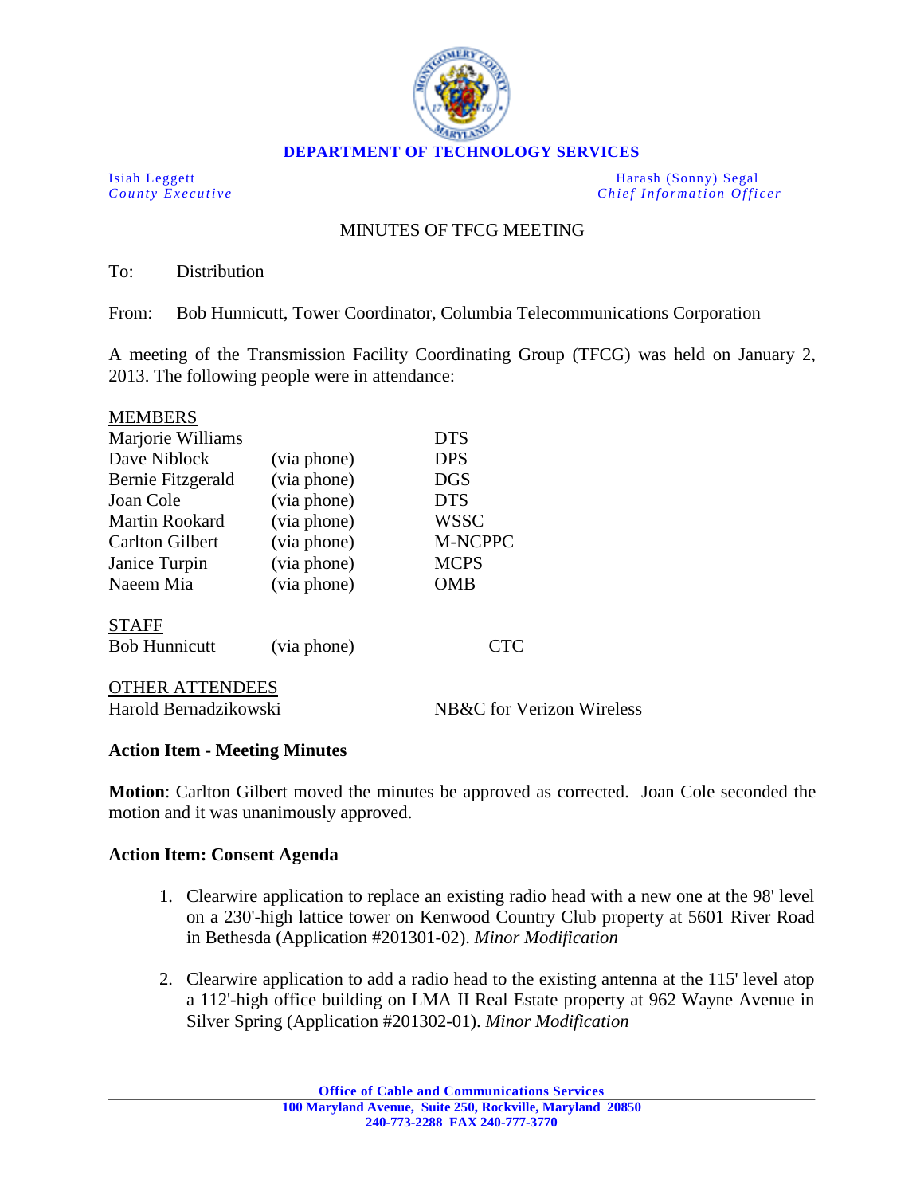**DEPARTMENT OF TECHNOLOGY SERVICES**

Isiah Leggett
*County Executive*

Harash (Sonny) Segal
*Chief Information Officer*

# MINUTES OF TFCG MEETING

To: Distribution

From: Bob Hunnicutt, Tower Coordinator, Columbia Telecommunications Corporation

A meeting of the Transmission Facility Coordinating Group (TFCG) was held on January 2, 2013. The following people were in attendance:

MEMBERS

| | | |
|---|---|---|
| Marjorie Williams | | DTS |
| Dave Niblock | (via phone) | DPS |
| Bernie Fitzgerald | (via phone) | DGS |
| Joan Cole | (via phone) | DTS |
| Martin Rookard | (via phone) | WSSC |
| Carlton Gilbert | (via phone) | M-NCPPC |
| Janice Turpin | (via phone) | MCPS |
| Naeem Mia | (via phone) | OMB |

STAFF

| | | |
|---|---|---|
| Bob Hunnicutt | (via phone) | CTC |

OTHER ATTENDEES

| | |
|---|---|
| Harold Bernadzikowski | NB&C for Verizon Wireless |

**Action Item - Meeting Minutes**

**Motion**: Carlton Gilbert moved the minutes be approved as corrected. Joan Cole seconded the motion and it was unanimously approved.

**Action Item: Consent Agenda**

1. Clearwire application to replace an existing radio head with a new one at the 98' level on a 230'-high lattice tower on Kenwood Country Club property at 5601 River Road in Bethesda (Application #201301-02). *Minor Modification*

2. Clearwire application to add a radio head to the existing antenna at the 115' level atop a 112'-high office building on LMA II Real Estate property at 962 Wayne Avenue in Silver Spring (Application #201302-01). *Minor Modification*

**Office of Cable and Communications Services**
**100 Maryland Avenue, Suite 250, Rockville, Maryland 20850**
**240-773-2288 FAX 240-777-3770**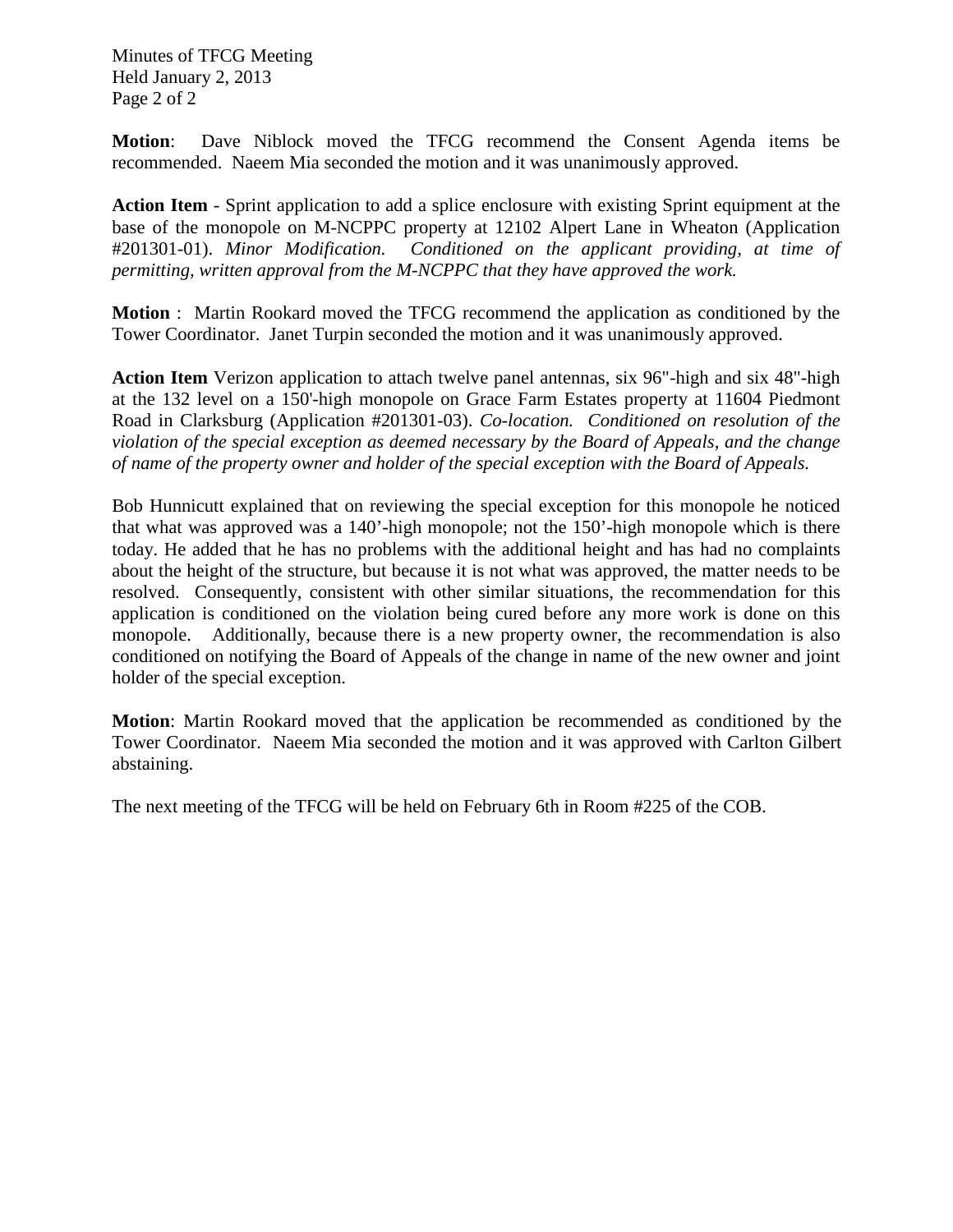**Motion**: Dave Niblock moved the TFCG recommend the Consent Agenda items be recommended. Naeem Mia seconded the motion and it was unanimously approved.

**Action Item** - Sprint application to add a splice enclosure with existing Sprint equipment at the base of the monopole on M-NCPPC property at 12102 Alpert Lane in Wheaton (Application #201301-01). *Minor Modification. Conditioned on the applicant providing, at time of permitting, written approval from the M-NCPPC that they have approved the work.*

**Motion** : Martin Rookard moved the TFCG recommend the application as conditioned by the Tower Coordinator. Janet Turpin seconded the motion and it was unanimously approved.

**Action Item** Verizon application to attach twelve panel antennas, six 96"-high and six 48"-high at the 132 level on a 150'-high monopole on Grace Farm Estates property at 11604 Piedmont Road in Clarksburg (Application #201301-03). *Co-location. Conditioned on resolution of the violation of the special exception as deemed necessary by the Board of Appeals, and the change of name of the property owner and holder of the special exception with the Board of Appeals.*

Bob Hunnicutt explained that on reviewing the special exception for this monopole he noticed that what was approved was a 140'-high monopole; not the 150'-high monopole which is there today. He added that he has no problems with the additional height and has had no complaints about the height of the structure, but because it is not what was approved, the matter needs to be resolved. Consequently, consistent with other similar situations, the recommendation for this application is conditioned on the violation being cured before any more work is done on this monopole. Additionally, because there is a new property owner, the recommendation is also conditioned on notifying the Board of Appeals of the change in name of the new owner and joint holder of the special exception.

**Motion**: Martin Rookard moved that the application be recommended as conditioned by the Tower Coordinator. Naeem Mia seconded the motion and it was approved with Carlton Gilbert abstaining.

The next meeting of the TFCG will be held on February 6th in Room #225 of the COB.